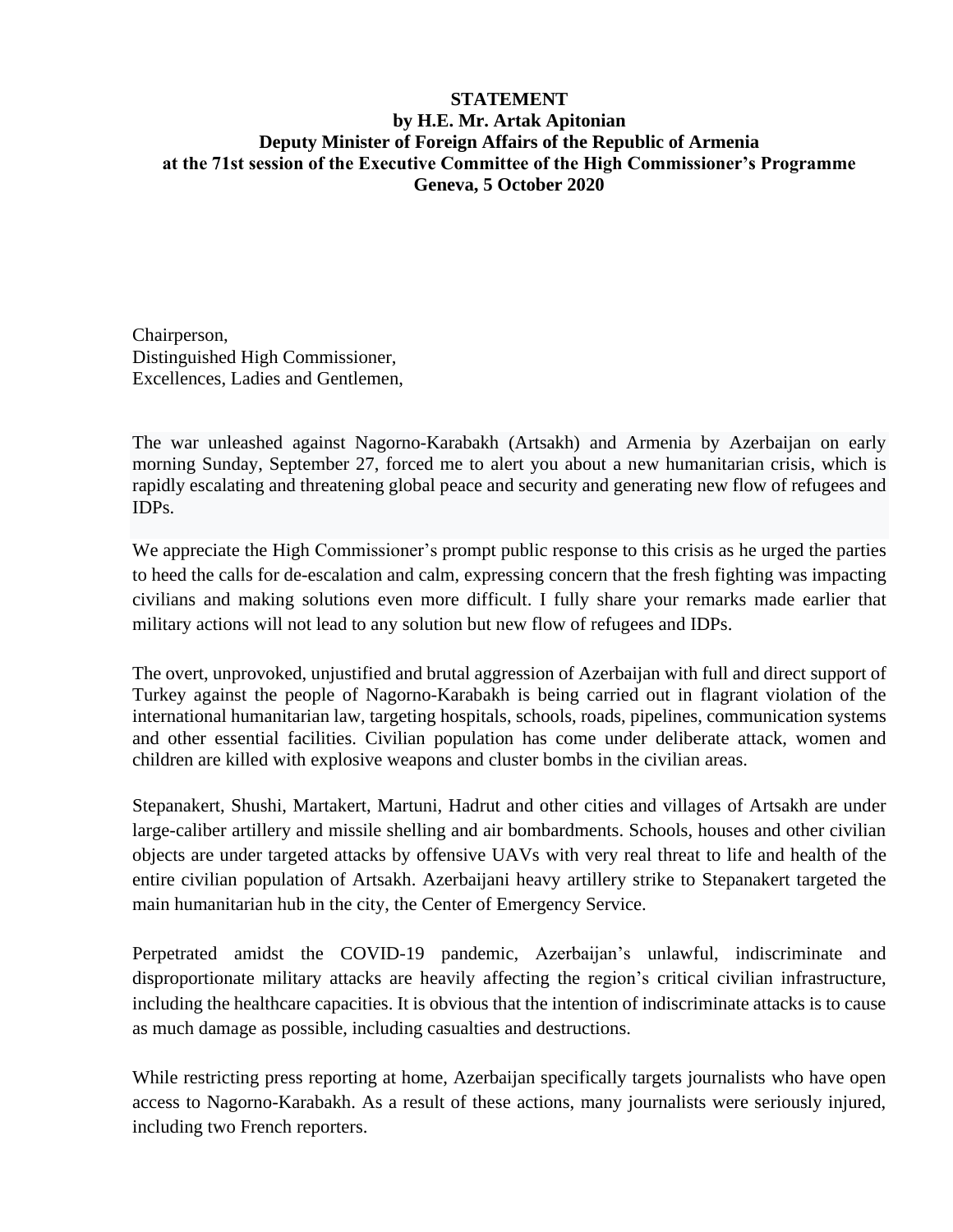**STATEMENT**
**by H.E. Mr. Artak Apitonian**
**Deputy Minister of Foreign Affairs of the Republic of Armenia**
**at the 71st session of the Executive Committee of the High Commissioner's Programme**
**Geneva, 5 October 2020**

Chairperson,
Distinguished High Commissioner,
Excellences, Ladies and Gentlemen,

The war unleashed against Nagorno-Karabakh (Artsakh) and Armenia by Azerbaijan on early morning Sunday, September 27, forced me to alert you about a new humanitarian crisis, which is rapidly escalating and threatening global peace and security and generating new flow of refugees and IDPs.

We appreciate the High Commissioner's prompt public response to this crisis as he urged the parties to heed the calls for de-escalation and calm, expressing concern that the fresh fighting was impacting civilians and making solutions even more difficult. I fully share your remarks made earlier that military actions will not lead to any solution but new flow of refugees and IDPs.

The overt, unprovoked, unjustified and brutal aggression of Azerbaijan with full and direct support of Turkey against the people of Nagorno-Karabakh is being carried out in flagrant violation of the international humanitarian law, targeting hospitals, schools, roads, pipelines, communication systems and other essential facilities. Civilian population has come under deliberate attack, women and children are killed with explosive weapons and cluster bombs in the civilian areas.

Stepanakert, Shushi, Martakert, Martuni, Hadrut and other cities and villages of Artsakh are under large-caliber artillery and missile shelling and air bombardments. Schools, houses and other civilian objects are under targeted attacks by offensive UAVs with very real threat to life and health of the entire civilian population of Artsakh. Azerbaijani heavy artillery strike to Stepanakert targeted the main humanitarian hub in the city, the Center of Emergency Service.

Perpetrated amidst the COVID-19 pandemic, Azerbaijan's unlawful, indiscriminate and disproportionate military attacks are heavily affecting the region's critical civilian infrastructure, including the healthcare capacities. It is obvious that the intention of indiscriminate attacks is to cause as much damage as possible, including casualties and destructions.

While restricting press reporting at home, Azerbaijan specifically targets journalists who have open access to Nagorno-Karabakh. As a result of these actions, many journalists were seriously injured, including two French reporters.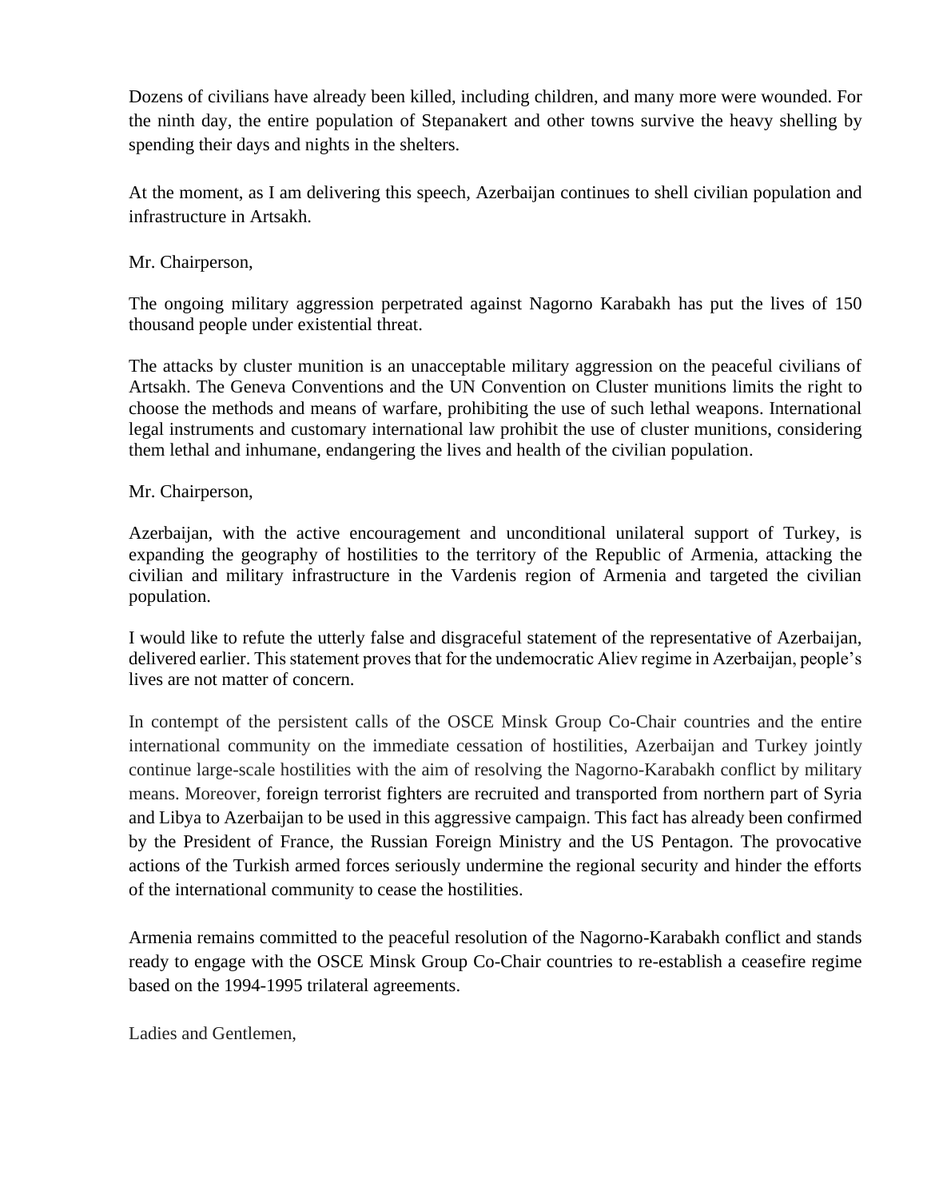Dozens of civilians have already been killed, including children, and many more were wounded. For the ninth day, the entire population of Stepanakert and other towns survive the heavy shelling by spending their days and nights in the shelters.

At the moment, as I am delivering this speech, Azerbaijan continues to shell civilian population and infrastructure in Artsakh.

Mr. Chairperson,

The ongoing military aggression perpetrated against Nagorno Karabakh has put the lives of 150 thousand people under existential threat.

The attacks by cluster munition is an unacceptable military aggression on the peaceful civilians of Artsakh. The Geneva Conventions and the UN Convention on Cluster munitions limits the right to choose the methods and means of warfare, prohibiting the use of such lethal weapons. International legal instruments and customary international law prohibit the use of cluster munitions, considering them lethal and inhumane, endangering the lives and health of the civilian population.

Mr. Chairperson,

Azerbaijan, with the active encouragement and unconditional unilateral support of Turkey, is expanding the geography of hostilities to the territory of the Republic of Armenia, attacking the civilian and military infrastructure in the Vardenis region of Armenia and targeted the civilian population.

I would like to refute the utterly false and disgraceful statement of the representative of Azerbaijan, delivered earlier. This statement proves that for the undemocratic Aliev regime in Azerbaijan, people's lives are not matter of concern.

In contempt of the persistent calls of the OSCE Minsk Group Co-Chair countries and the entire international community on the immediate cessation of hostilities, Azerbaijan and Turkey jointly continue large-scale hostilities with the aim of resolving the Nagorno-Karabakh conflict by military means. Moreover, foreign terrorist fighters are recruited and transported from northern part of Syria and Libya to Azerbaijan to be used in this aggressive campaign. This fact has already been confirmed by the President of France, the Russian Foreign Ministry and the US Pentagon. The provocative actions of the Turkish armed forces seriously undermine the regional security and hinder the efforts of the international community to cease the hostilities.

Armenia remains committed to the peaceful resolution of the Nagorno-Karabakh conflict and stands ready to engage with the OSCE Minsk Group Co-Chair countries to re-establish a ceasefire regime based on the 1994-1995 trilateral agreements.

Ladies and Gentlemen,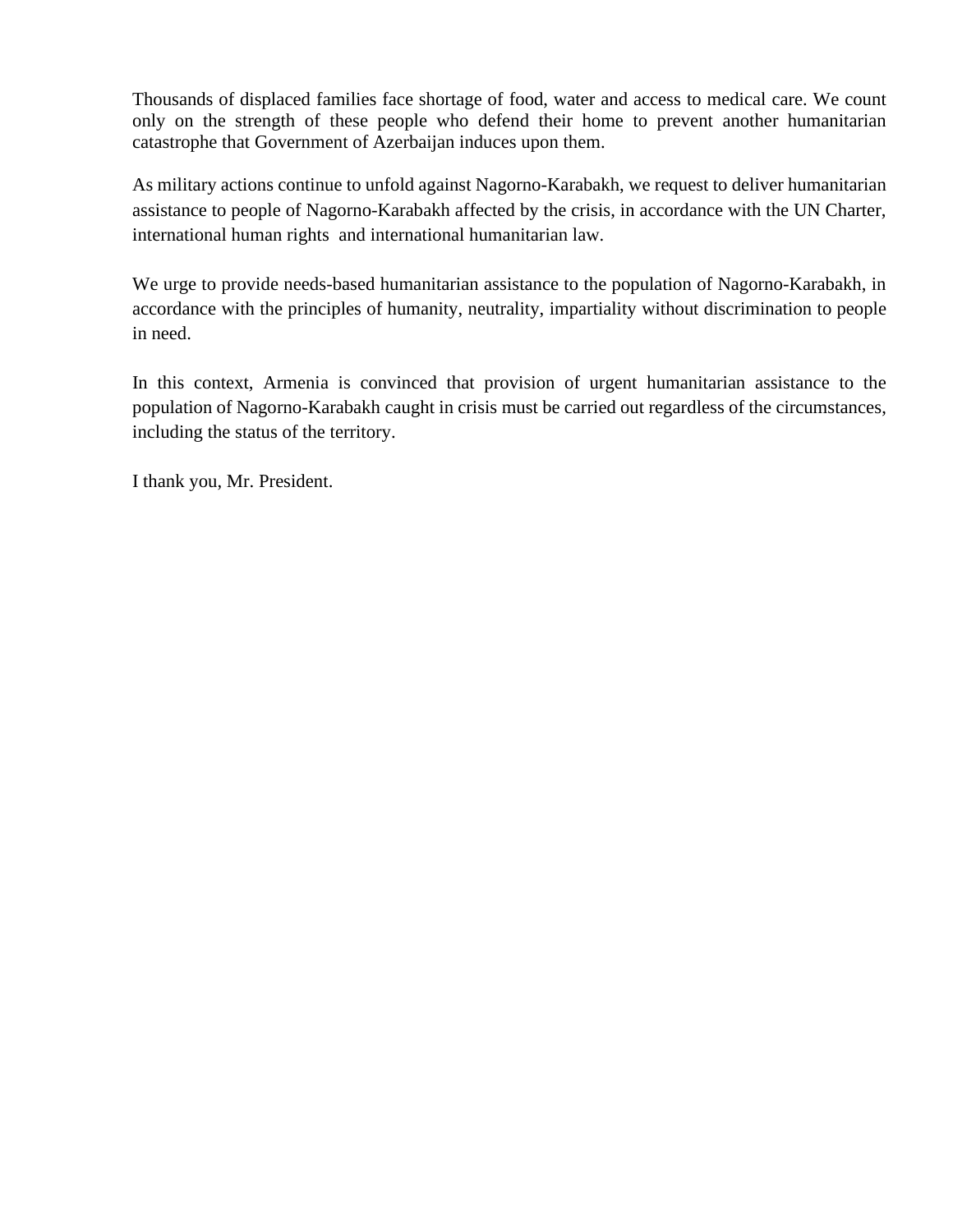Thousands of displaced families face shortage of food, water and access to medical care. We count only on the strength of these people who defend their home to prevent another humanitarian catastrophe that Government of Azerbaijan induces upon them.

As military actions continue to unfold against Nagorno-Karabakh, we request to deliver humanitarian assistance to people of Nagorno-Karabakh affected by the crisis, in accordance with the UN Charter, international human rights  and international humanitarian law.

We urge to provide needs-based humanitarian assistance to the population of Nagorno-Karabakh, in accordance with the principles of humanity, neutrality, impartiality without discrimination to people in need.

In this context, Armenia is convinced that provision of urgent humanitarian assistance to the population of Nagorno-Karabakh caught in crisis must be carried out regardless of the circumstances, including the status of the territory.

I thank you, Mr. President.